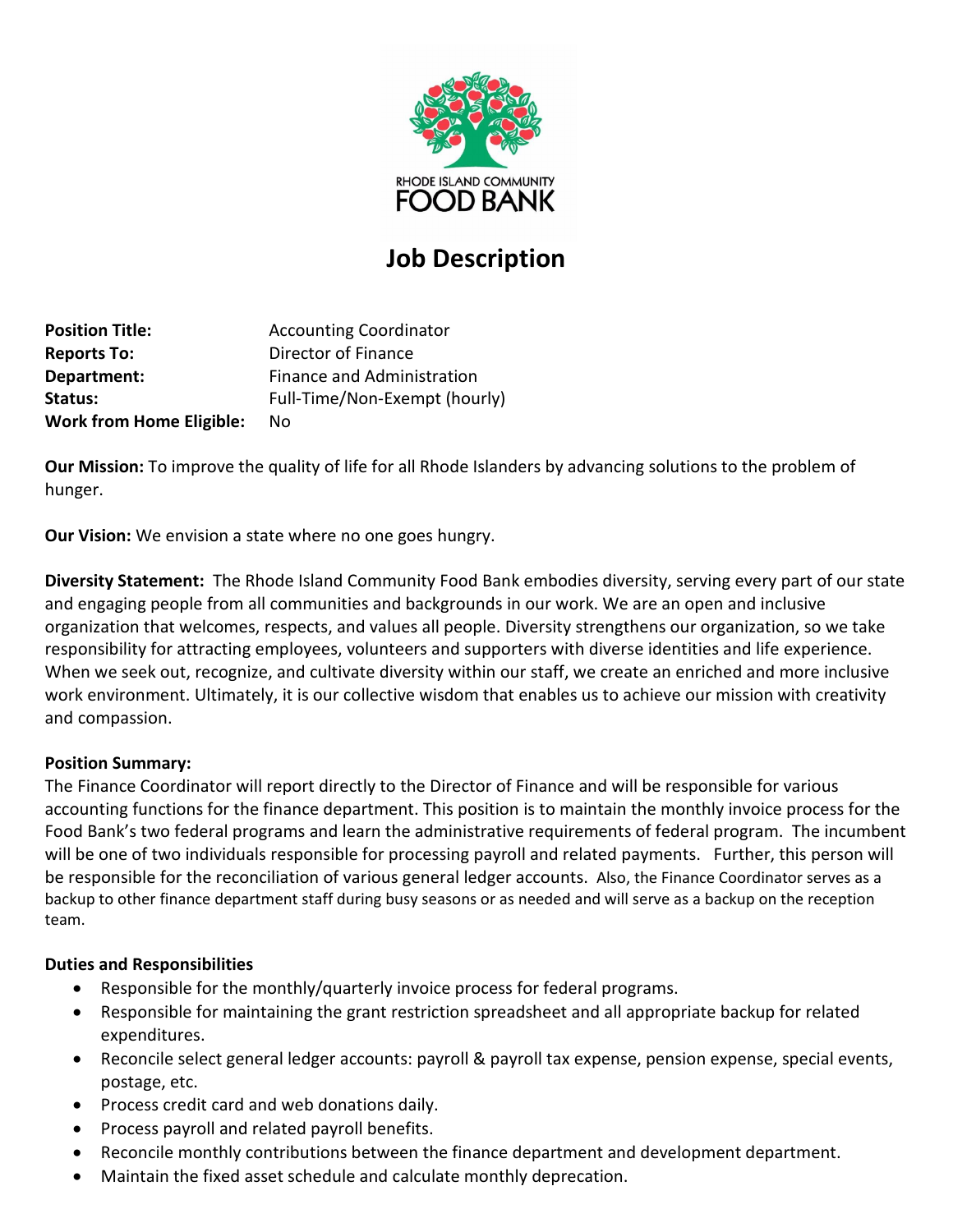RHODE ISLAND COMMUNITY FOOD BANK

# Job Description

**Position Title:** Accounting Coordinator
**Reports To:** Director of Finance
**Department:** Finance and Administration
**Status:** Full-Time/Non-Exempt (hourly)
**Work from Home Eligible:** No

**Our Mission:** To improve the quality of life for all Rhode Islanders by advancing solutions to the problem of hunger.

**Our Vision:** We envision a state where no one goes hungry.

**Diversity Statement:** The Rhode Island Community Food Bank embodies diversity, serving every part of our state and engaging people from all communities and backgrounds in our work. We are an open and inclusive organization that welcomes, respects, and values all people. Diversity strengthens our organization, so we take responsibility for attracting employees, volunteers and supporters with diverse identities and life experience. When we seek out, recognize, and cultivate diversity within our staff, we create an enriched and more inclusive work environment. Ultimately, it is our collective wisdom that enables us to achieve our mission with creativity and compassion.

**Position Summary:**
The Finance Coordinator will report directly to the Director of Finance and will be responsible for various accounting functions for the finance department. This position is to maintain the monthly invoice process for the Food Bank's two federal programs and learn the administrative requirements of federal program. The incumbent will be one of two individuals responsible for processing payroll and related payments. Further, this person will be responsible for the reconciliation of various general ledger accounts. Also, the Finance Coordinator serves as a backup to other finance department staff during busy seasons or as needed and will serve as a backup on the reception team.

**Duties and Responsibilities**

- Responsible for the monthly/quarterly invoice process for federal programs.
- Responsible for maintaining the grant restriction spreadsheet and all appropriate backup for related expenditures.
- Reconcile select general ledger accounts: payroll & payroll tax expense, pension expense, special events, postage, etc.
- Process credit card and web donations daily.
- Process payroll and related payroll benefits.
- Reconcile monthly contributions between the finance department and development department.
- Maintain the fixed asset schedule and calculate monthly deprecation.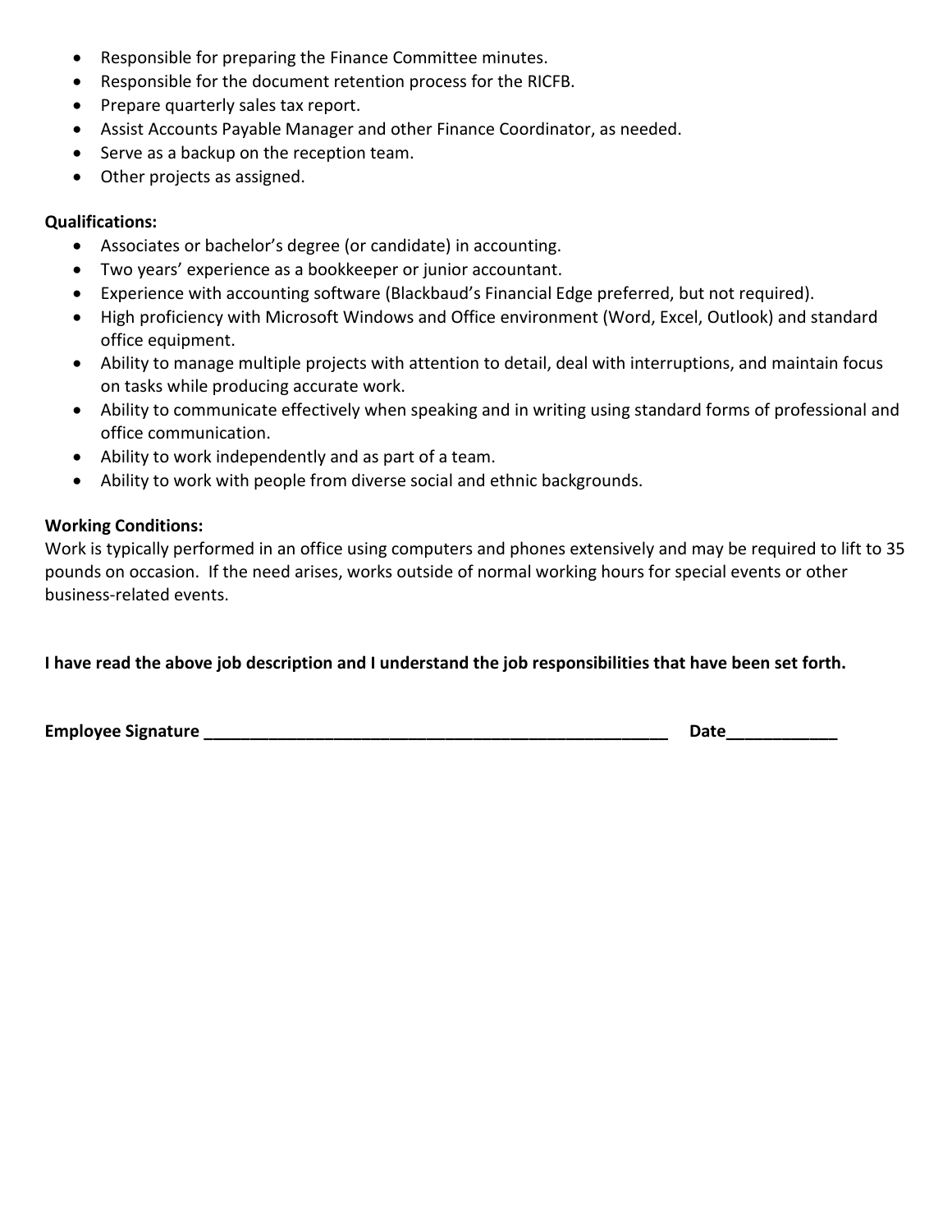- Responsible for preparing the Finance Committee minutes.
- Responsible for the document retention process for the RICFB.
- Prepare quarterly sales tax report.
- Assist Accounts Payable Manager and other Finance Coordinator, as needed.
- Serve as a backup on the reception team.
- Other projects as assigned.

**Qualifications:**

- Associates or bachelor's degree (or candidate) in accounting.
- Two years' experience as a bookkeeper or junior accountant.
- Experience with accounting software (Blackbaud's Financial Edge preferred, but not required).
- High proficiency with Microsoft Windows and Office environment (Word, Excel, Outlook) and standard office equipment.
- Ability to manage multiple projects with attention to detail, deal with interruptions, and maintain focus on tasks while producing accurate work.
- Ability to communicate effectively when speaking and in writing using standard forms of professional and office communication.
- Ability to work independently and as part of a team.
- Ability to work with people from diverse social and ethnic backgrounds.

**Working Conditions:**

Work is typically performed in an office using computers and phones extensively and may be required to lift to 35 pounds on occasion. If the need arises, works outside of normal working hours for special events or other business-related events.

**I have read the above job description and I understand the job responsibilities that have been set forth.**

**Employee Signature** _____________________________________________________ **Date**____________